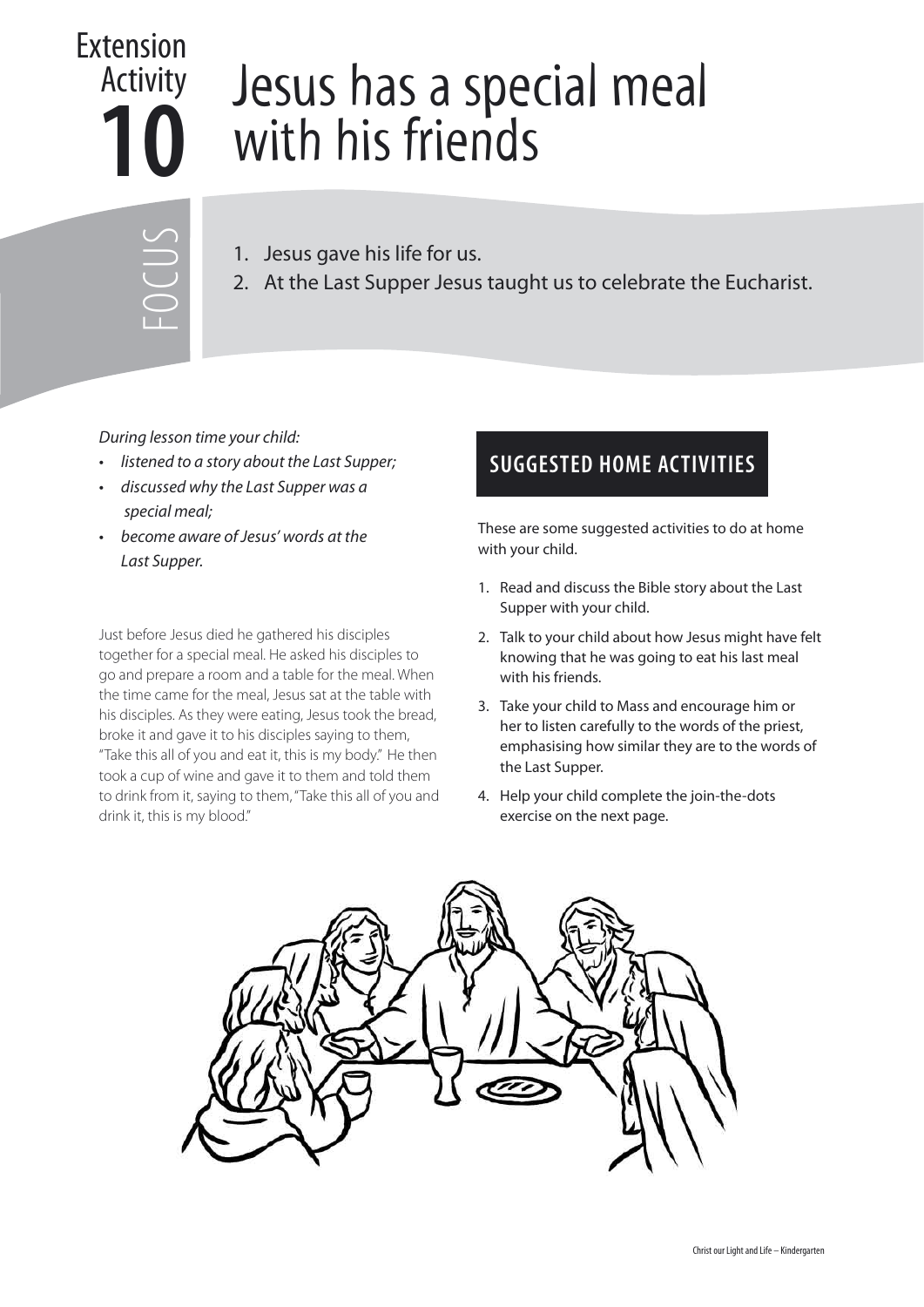# Extension Activity 10

# Jesus has a special meal with his friends

## FOCUS

1. Jesus gave his life for us.
2. At the Last Supper Jesus taught us to celebrate the Eucharist.

*During lesson time your child:*

- *listened to a story about the Last Supper;*
- *discussed why the Last Supper was a special meal;*
- *become aware of Jesus' words at the Last Supper.*

Just before Jesus died he gathered his disciples together for a special meal. He asked his disciples to go and prepare a room and a table for the meal. When the time came for the meal, Jesus sat at the table with his disciples. As they were eating, Jesus took the bread, broke it and gave it to his disciples saying to them, "Take this all of you and eat it, this is my body." He then took a cup of wine and gave it to them and told them to drink from it, saying to them, "Take this all of you and drink it, this is my blood."

## SUGGESTED HOME ACTIVITIES

These are some suggested activities to do at home with your child.

1. Read and discuss the Bible story about the Last Supper with your child.
2. Talk to your child about how Jesus might have felt knowing that he was going to eat his last meal with his friends.
3. Take your child to Mass and encourage him or her to listen carefully to the words of the priest, emphasising how similar they are to the words of the Last Supper.
4. Help your child complete the join-the-dots exercise on the next page.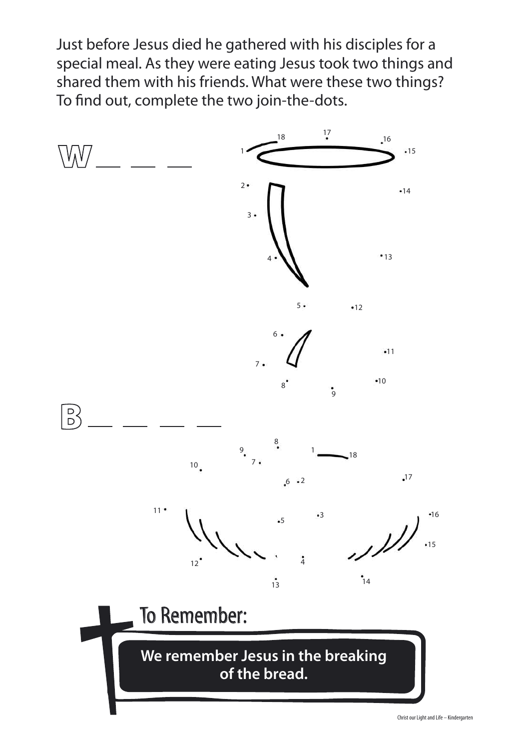Just before Jesus died he gathered with his disciples for a special meal. As they were eating Jesus took two things and shared them with his friends. What were these two things? To find out, complete the two join-the-dots.

W __ __ __

B __ __ __ __

## To Remember:

**We remember Jesus in the breaking of the bread.**

Christ our Light and Life – Kindergarten